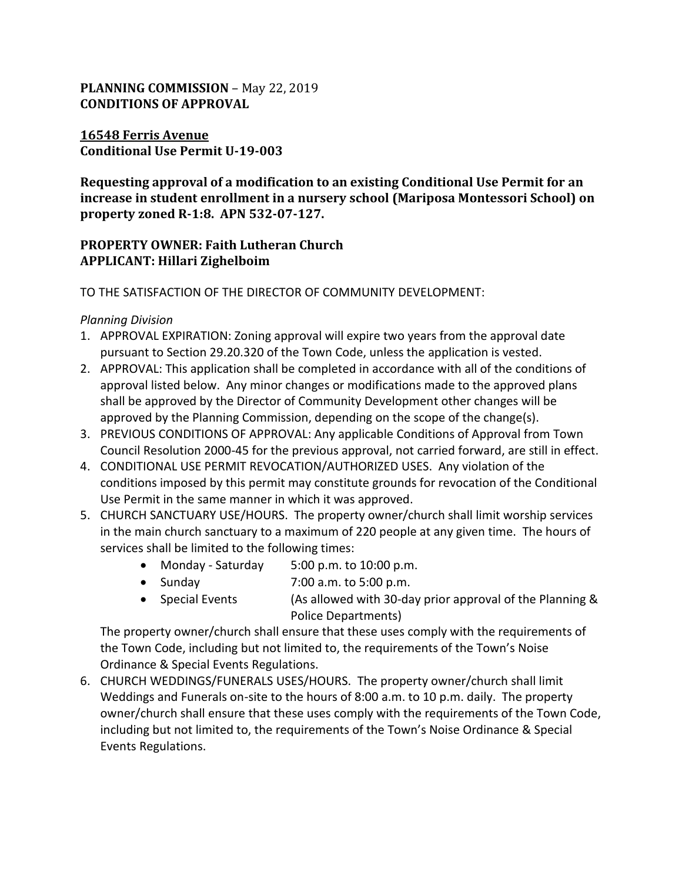**PLANNING COMMISSION** – May 22, 2019
**CONDITIONS OF APPROVAL**

**16548 Ferris Avenue**
**Conditional Use Permit U-19-003**

**Requesting approval of a modification to an existing Conditional Use Permit for an increase in student enrollment in a nursery school (Mariposa Montessori School) on property zoned R-1:8. APN 532-07-127.**

**PROPERTY OWNER: Faith Lutheran Church**
**APPLICANT: Hillari Zighelboim**

TO THE SATISFACTION OF THE DIRECTOR OF COMMUNITY DEVELOPMENT:

*Planning Division*

1. APPROVAL EXPIRATION: Zoning approval will expire two years from the approval date pursuant to Section 29.20.320 of the Town Code, unless the application is vested.
2. APPROVAL: This application shall be completed in accordance with all of the conditions of approval listed below. Any minor changes or modifications made to the approved plans shall be approved by the Director of Community Development other changes will be approved by the Planning Commission, depending on the scope of the change(s).
3. PREVIOUS CONDITIONS OF APPROVAL: Any applicable Conditions of Approval from Town Council Resolution 2000-45 for the previous approval, not carried forward, are still in effect.
4. CONDITIONAL USE PERMIT REVOCATION/AUTHORIZED USES. Any violation of the conditions imposed by this permit may constitute grounds for revocation of the Conditional Use Permit in the same manner in which it was approved.
5. CHURCH SANCTUARY USE/HOURS. The property owner/church shall limit worship services in the main church sanctuary to a maximum of 220 people at any given time. The hours of services shall be limited to the following times:
   - Monday - Saturday 5:00 p.m. to 10:00 p.m.
   - Sunday 7:00 a.m. to 5:00 p.m.
   - Special Events (As allowed with 30-day prior approval of the Planning & Police Departments)

   The property owner/church shall ensure that these uses comply with the requirements of the Town Code, including but not limited to, the requirements of the Town's Noise Ordinance & Special Events Regulations.
6. CHURCH WEDDINGS/FUNERALS USES/HOURS. The property owner/church shall limit Weddings and Funerals on-site to the hours of 8:00 a.m. to 10 p.m. daily. The property owner/church shall ensure that these uses comply with the requirements of the Town Code, including but not limited to, the requirements of the Town's Noise Ordinance & Special Events Regulations.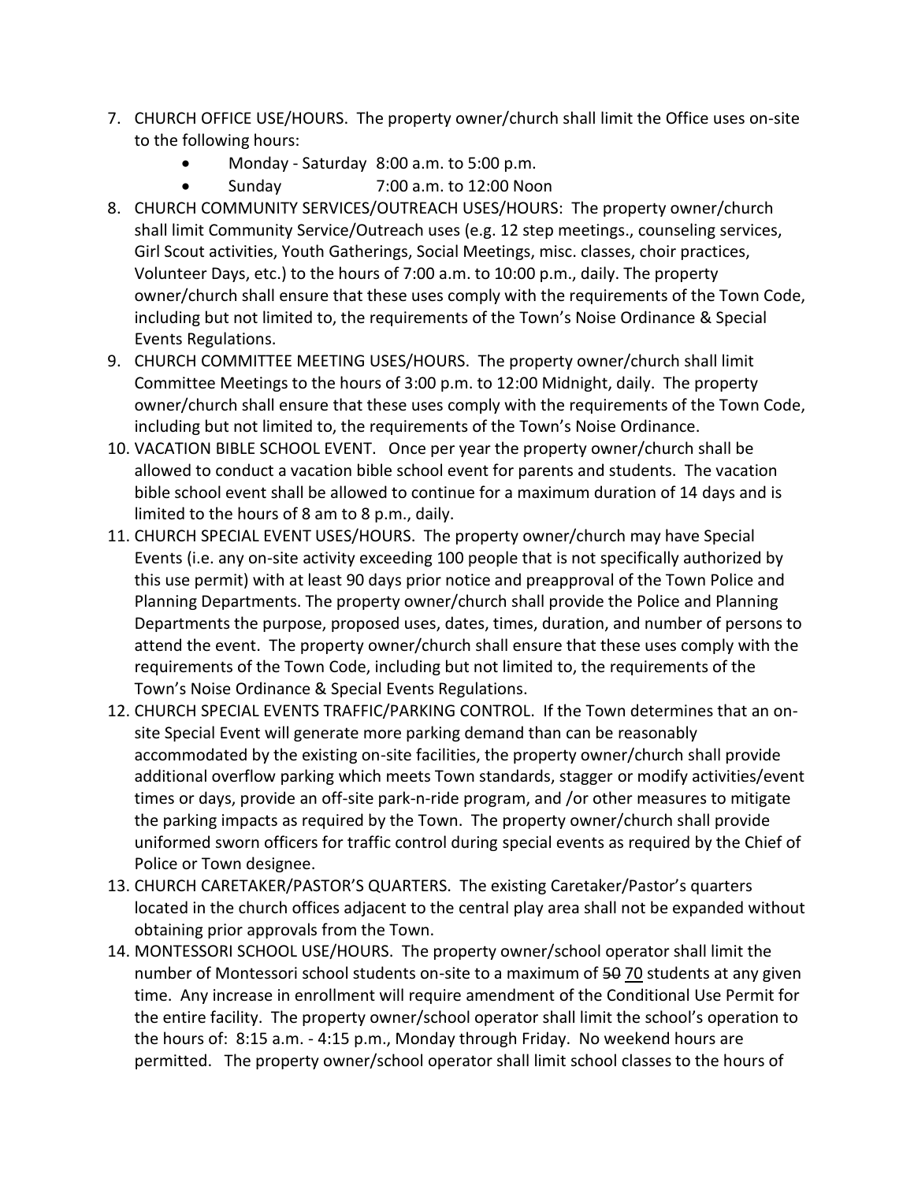7. CHURCH OFFICE USE/HOURS. The property owner/church shall limit the Office uses on-site to the following hours:
   - Monday - Saturday 8:00 a.m. to 5:00 p.m.
   - Sunday 7:00 a.m. to 12:00 Noon
8. CHURCH COMMUNITY SERVICES/OUTREACH USES/HOURS: The property owner/church shall limit Community Service/Outreach uses (e.g. 12 step meetings., counseling services, Girl Scout activities, Youth Gatherings, Social Meetings, misc. classes, choir practices, Volunteer Days, etc.) to the hours of 7:00 a.m. to 10:00 p.m., daily. The property owner/church shall ensure that these uses comply with the requirements of the Town Code, including but not limited to, the requirements of the Town's Noise Ordinance & Special Events Regulations.
9. CHURCH COMMITTEE MEETING USES/HOURS. The property owner/church shall limit Committee Meetings to the hours of 3:00 p.m. to 12:00 Midnight, daily. The property owner/church shall ensure that these uses comply with the requirements of the Town Code, including but not limited to, the requirements of the Town's Noise Ordinance.
10. VACATION BIBLE SCHOOL EVENT. Once per year the property owner/church shall be allowed to conduct a vacation bible school event for parents and students. The vacation bible school event shall be allowed to continue for a maximum duration of 14 days and is limited to the hours of 8 am to 8 p.m., daily.
11. CHURCH SPECIAL EVENT USES/HOURS. The property owner/church may have Special Events (i.e. any on-site activity exceeding 100 people that is not specifically authorized by this use permit) with at least 90 days prior notice and preapproval of the Town Police and Planning Departments. The property owner/church shall provide the Police and Planning Departments the purpose, proposed uses, dates, times, duration, and number of persons to attend the event. The property owner/church shall ensure that these uses comply with the requirements of the Town Code, including but not limited to, the requirements of the Town's Noise Ordinance & Special Events Regulations.
12. CHURCH SPECIAL EVENTS TRAFFIC/PARKING CONTROL. If the Town determines that an on-site Special Event will generate more parking demand than can be reasonably accommodated by the existing on-site facilities, the property owner/church shall provide additional overflow parking which meets Town standards, stagger or modify activities/event times or days, provide an off-site park-n-ride program, and /or other measures to mitigate the parking impacts as required by the Town. The property owner/church shall provide uniformed sworn officers for traffic control during special events as required by the Chief of Police or Town designee.
13. CHURCH CARETAKER/PASTOR'S QUARTERS. The existing Caretaker/Pastor's quarters located in the church offices adjacent to the central play area shall not be expanded without obtaining prior approvals from the Town.
14. MONTESSORI SCHOOL USE/HOURS. The property owner/school operator shall limit the number of Montessori school students on-site to a maximum of ~~50~~ <u>70</u> students at any given time. Any increase in enrollment will require amendment of the Conditional Use Permit for the entire facility. The property owner/school operator shall limit the school's operation to the hours of: 8:15 a.m. - 4:15 p.m., Monday through Friday. No weekend hours are permitted. The property owner/school operator shall limit school classes to the hours of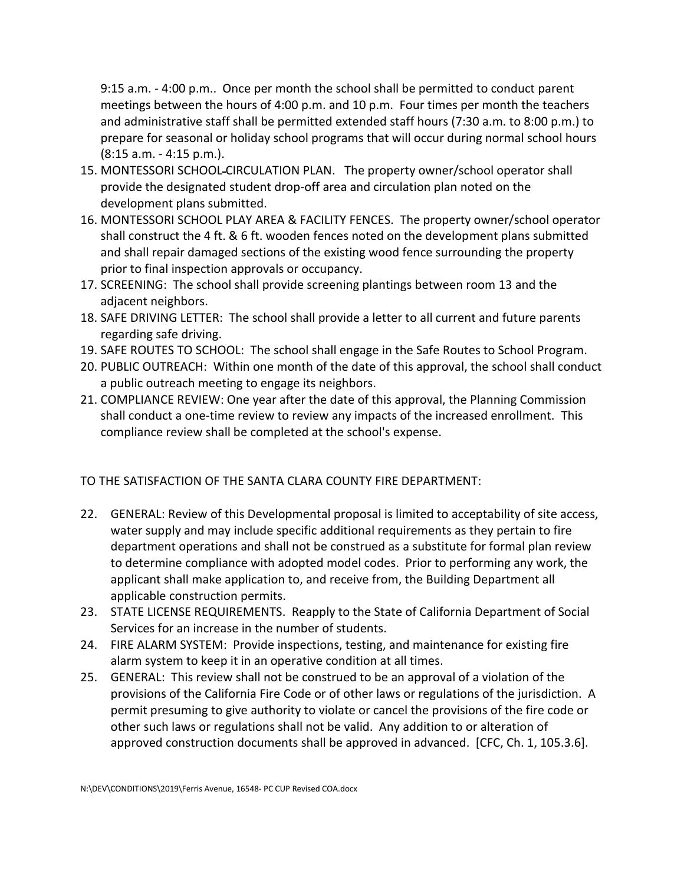9:15 a.m. - 4:00 p.m.. Once per month the school shall be permitted to conduct parent meetings between the hours of 4:00 p.m. and 10 p.m. Four times per month the teachers and administrative staff shall be permitted extended staff hours (7:30 a.m. to 8:00 p.m.) to prepare for seasonal or holiday school programs that will occur during normal school hours (8:15 a.m. - 4:15 p.m.).

15. MONTESSORI SCHOOL-CIRCULATION PLAN. The property owner/school operator shall provide the designated student drop-off area and circulation plan noted on the development plans submitted.
16. MONTESSORI SCHOOL PLAY AREA & FACILITY FENCES. The property owner/school operator shall construct the 4 ft. & 6 ft. wooden fences noted on the development plans submitted and shall repair damaged sections of the existing wood fence surrounding the property prior to final inspection approvals or occupancy.
17. SCREENING: The school shall provide screening plantings between room 13 and the adjacent neighbors.
18. SAFE DRIVING LETTER: The school shall provide a letter to all current and future parents regarding safe driving.
19. SAFE ROUTES TO SCHOOL: The school shall engage in the Safe Routes to School Program.
20. PUBLIC OUTREACH: Within one month of the date of this approval, the school shall conduct a public outreach meeting to engage its neighbors.
21. COMPLIANCE REVIEW: One year after the date of this approval, the Planning Commission shall conduct a one-time review to review any impacts of the increased enrollment. This compliance review shall be completed at the school's expense.

TO THE SATISFACTION OF THE SANTA CLARA COUNTY FIRE DEPARTMENT:

22. GENERAL: Review of this Developmental proposal is limited to acceptability of site access, water supply and may include specific additional requirements as they pertain to fire department operations and shall not be construed as a substitute for formal plan review to determine compliance with adopted model codes. Prior to performing any work, the applicant shall make application to, and receive from, the Building Department all applicable construction permits.
23. STATE LICENSE REQUIREMENTS. Reapply to the State of California Department of Social Services for an increase in the number of students.
24. FIRE ALARM SYSTEM: Provide inspections, testing, and maintenance for existing fire alarm system to keep it in an operative condition at all times.
25. GENERAL: This review shall not be construed to be an approval of a violation of the provisions of the California Fire Code or of other laws or regulations of the jurisdiction. A permit presuming to give authority to violate or cancel the provisions of the fire code or other such laws or regulations shall not be valid. Any addition to or alteration of approved construction documents shall be approved in advanced. [CFC, Ch. 1, 105.3.6].